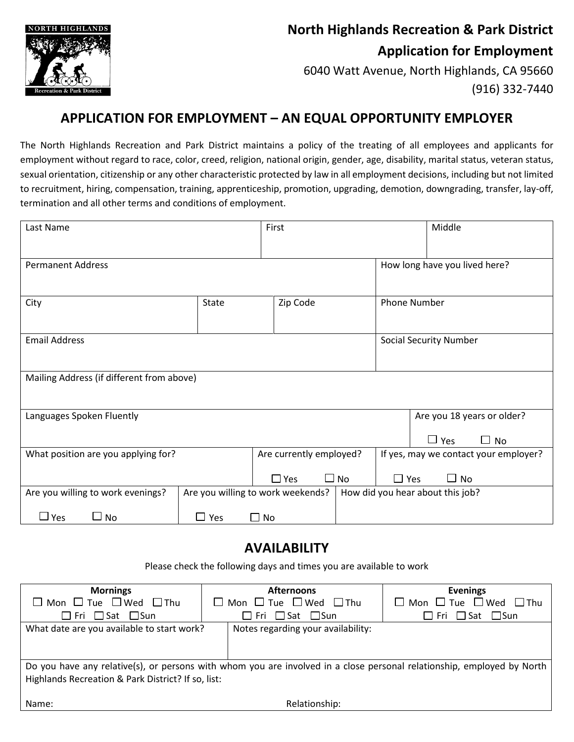# North Highlands Recreation & Park District

## Application for Employment

6040 Watt Avenue, North Highlands, CA 95660

(916) 332-7440

## APPLICATION FOR EMPLOYMENT – AN EQUAL OPPORTUNITY EMPLOYER

The North Highlands Recreation and Park District maintains a policy of the treating of all employees and applicants for employment without regard to race, color, creed, religion, national origin, gender, age, disability, marital status, veteran status, sexual orientation, citizenship or any other characteristic protected by law in all employment decisions, including but not limited to recruitment, hiring, compensation, training, apprenticeship, promotion, upgrading, demotion, downgrading, transfer, lay-off, termination and all other terms and conditions of employment.

| | | | |
|---|---|---|---|
| Last Name | | First | Middle |
| Permanent Address | | | How long have you lived here? |
| City | State | Zip Code | Phone Number |
| Email Address | | | Social Security Number |
| Mailing Address (if different from above) | | | |
| Languages Spoken Fluently | | | Are you 18 years or older? ☐ Yes ☐ No |
| What position are you applying for? | | Are currently employed? ☐ Yes ☐ No | If yes, may we contact your employer? ☐ Yes ☐ No |
| Are you willing to work evenings? ☐ Yes ☐ No | Are you willing to work weekends? ☐ Yes ☐ No | How did you hear about this job? | |

## AVAILABILITY

Please check the following days and times you are available to work

| Mornings | Afternoons | Evenings |
|---|---|---|
| ☐ Mon ☐ Tue ☐ Wed ☐ Thu ☐ Fri ☐ Sat ☐ Sun | ☐ Mon ☐ Tue ☐ Wed ☐ Thu ☐ Fri ☐ Sat ☐ Sun | ☐ Mon ☐ Tue ☐ Wed ☐ Thu ☐ Fri ☐ Sat ☐ Sun |
| What date are you available to start work? | Notes regarding your availability: | |

Do you have any relative(s), or persons with whom you are involved in a close personal relationship, employed by North Highlands Recreation & Park District? If so, list:

Name: Relationship: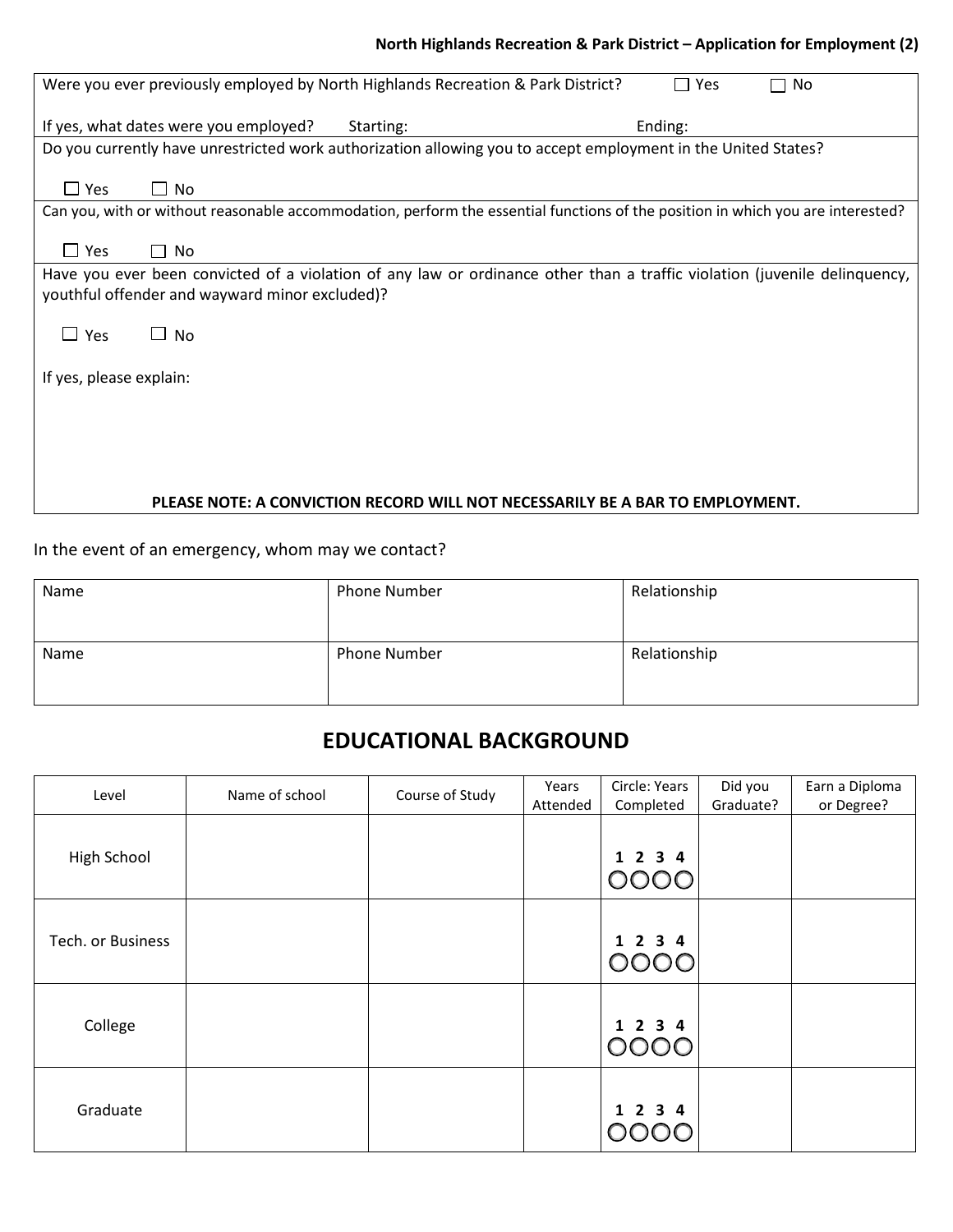Were you ever previously employed by North Highlands Recreation & Park District? ☐ Yes ☐ No

If yes, what dates were you employed? Starting: Ending:

Do you currently have unrestricted work authorization allowing you to accept employment in the United States?

☐ Yes ☐ No

Can you, with or without reasonable accommodation, perform the essential functions of the position in which you are interested?

☐ Yes ☐ No

Have you ever been convicted of a violation of any law or ordinance other than a traffic violation (juvenile delinquency, youthful offender and wayward minor excluded)?

☐ Yes ☐ No

If yes, please explain:

**PLEASE NOTE: A CONVICTION RECORD WILL NOT NECESSARILY BE A BAR TO EMPLOYMENT.**

In the event of an emergency, whom may we contact?

| | | |
|---|---|---|
| Name | Phone Number | Relationship |
| Name | Phone Number | Relationship |

## EDUCATIONAL BACKGROUND

| Level | Name of school | Course of Study | Years Attended | Circle: Years Completed | Did you Graduate? | Earn a Diploma or Degree? |
|---|---|---|---|---|---|---|
| High School | | | | 1 2 3 4 | | |
| Tech. or Business | | | | 1 2 3 4 | | |
| College | | | | 1 2 3 4 | | |
| Graduate | | | | 1 2 3 4 | | |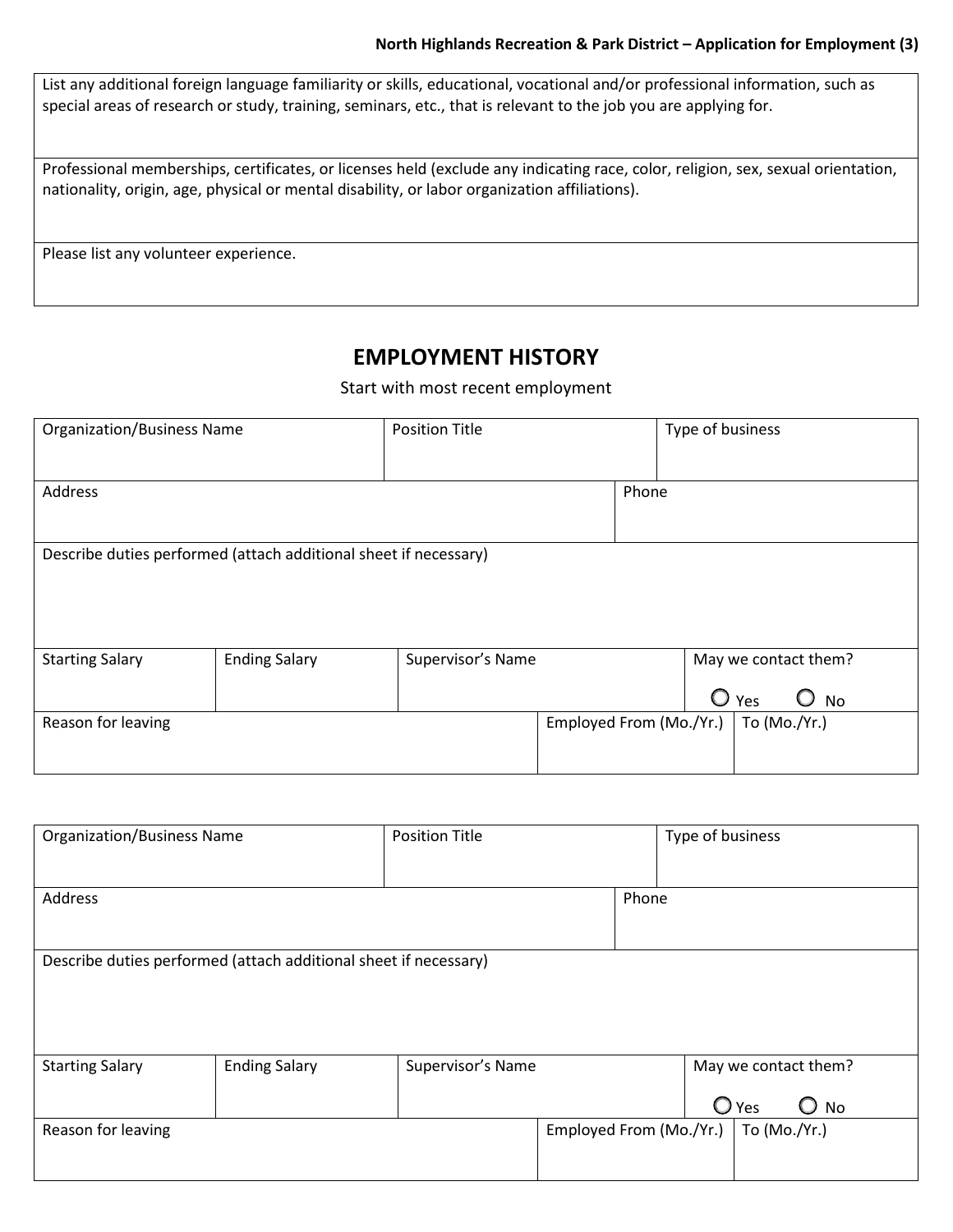| |
|---|
| List any additional foreign language familiarity or skills, educational, vocational and/or professional information, such as special areas of research or study, training, seminars, etc., that is relevant to the job you are applying for. |
| Professional memberships, certificates, or licenses held (exclude any indicating race, color, religion, sex, sexual orientation, nationality, origin, age, physical or mental disability, or labor organization affiliations). |
| Please list any volunteer experience. |

## EMPLOYMENT HISTORY

Start with most recent employment

| | | | |
|---|---|---|---|
| Organization/Business Name | Position Title | Type of business | |
| Address | | Phone | |
| Describe duties performed (attach additional sheet if necessary) | | | |
| Starting Salary | Ending Salary | Supervisor's Name | May we contact them? ○ Yes ○ No |
| Reason for leaving | | Employed From (Mo./Yr.) | To (Mo./Yr.) |

| | | | |
|---|---|---|---|
| Organization/Business Name | Position Title | Type of business | |
| Address | | Phone | |
| Describe duties performed (attach additional sheet if necessary) | | | |
| Starting Salary | Ending Salary | Supervisor's Name | May we contact them? ○ Yes ○ No |
| Reason for leaving | | Employed From (Mo./Yr.) | To (Mo./Yr.) |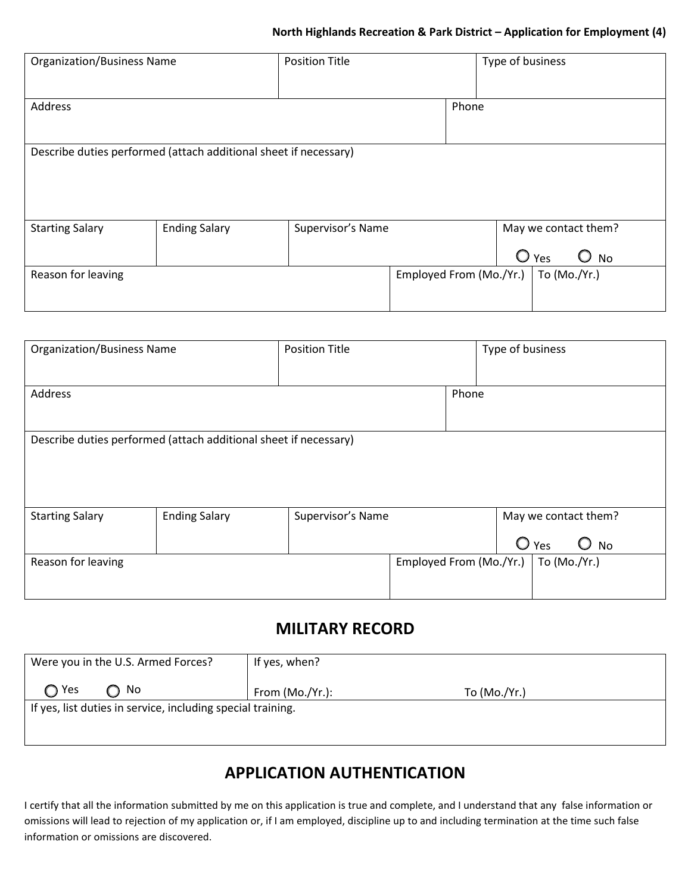| Organization/Business Name | Position Title | Type of business |
|---|---|---|
| | | |

| Address | Phone |
|---|---|
| | |

| Describe duties performed (attach additional sheet if necessary) |
|---|
| |

| Starting Salary | Ending Salary | Supervisor's Name | May we contact them? |
|---|---|---|---|
| | | | ○ Yes ○ No |

| Reason for leaving | Employed From (Mo./Yr.) | To (Mo./Yr.) |
|---|---|---|
| | | |

| Organization/Business Name | Position Title | Type of business |
|---|---|---|
| | | |

| Address | Phone |
|---|---|
| | |

| Describe duties performed (attach additional sheet if necessary) |
|---|
| |

| Starting Salary | Ending Salary | Supervisor's Name | May we contact them? |
|---|---|---|---|
| | | | ○ Yes ○ No |

| Reason for leaving | Employed From (Mo./Yr.) | To (Mo./Yr.) |
|---|---|---|
| | | |

## MILITARY RECORD

| Were you in the U.S. Armed Forces? | If yes, when? |
|---|---|
| ○ Yes ○ No | From (Mo./Yr.): To (Mo./Yr.) |

| If yes, list duties in service, including special training. |
|---|
| |

## APPLICATION AUTHENTICATION

I certify that all the information submitted by me on this application is true and complete, and I understand that any false information or omissions will lead to rejection of my application or, if I am employed, discipline up to and including termination at the time such false information or omissions are discovered.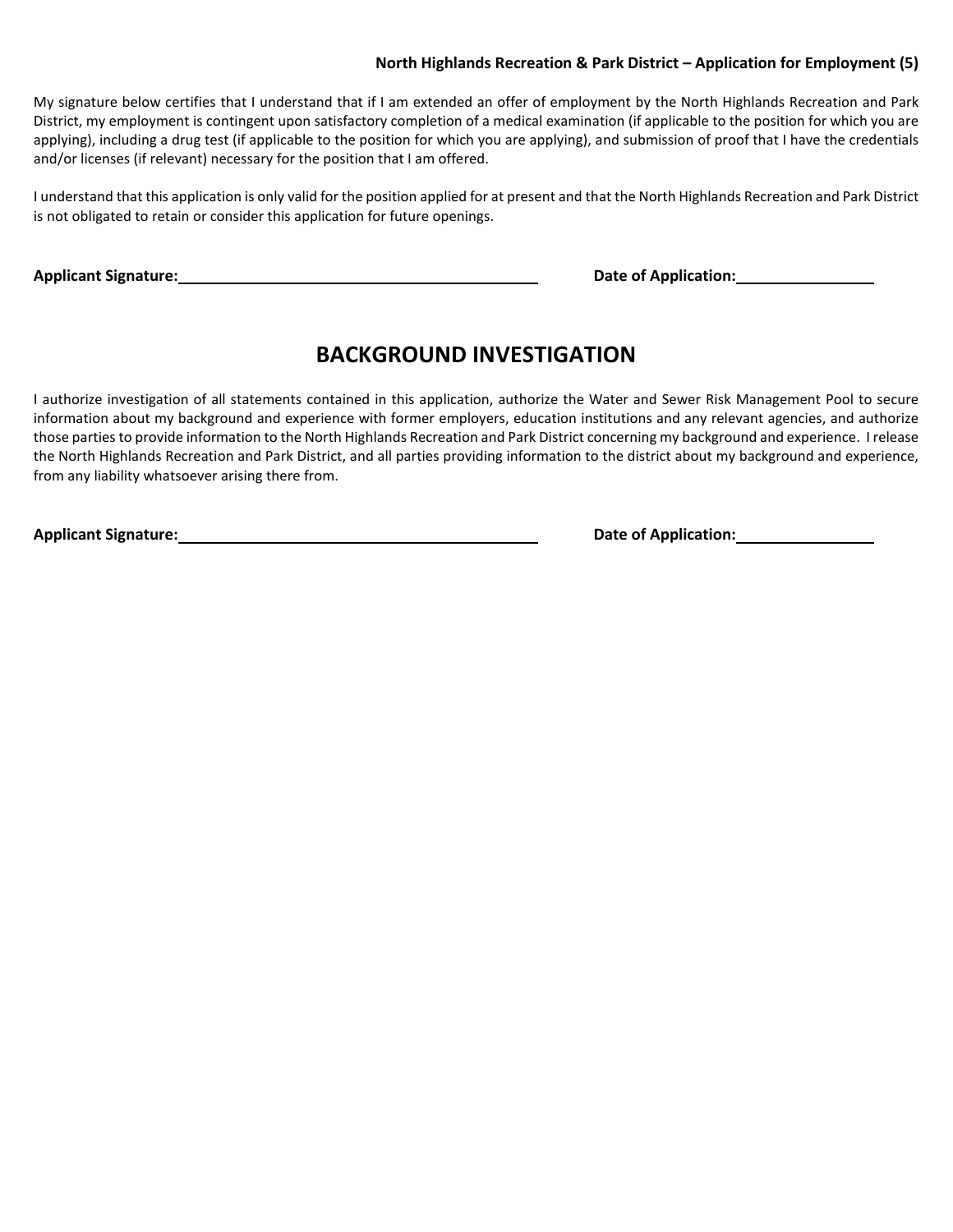My signature below certifies that I understand that if I am extended an offer of employment by the North Highlands Recreation and Park District, my employment is contingent upon satisfactory completion of a medical examination (if applicable to the position for which you are applying), including a drug test (if applicable to the position for which you are applying), and submission of proof that I have the credentials and/or licenses (if relevant) necessary for the position that I am offered.

I understand that this application is only valid for the position applied for at present and that the North Highlands Recreation and Park District is not obligated to retain or consider this application for future openings.

**Applicant Signature:** ______________________________ **Date of Application:** ______________

## BACKGROUND INVESTIGATION

I authorize investigation of all statements contained in this application, authorize the Water and Sewer Risk Management Pool to secure information about my background and experience with former employers, education institutions and any relevant agencies, and authorize those parties to provide information to the North Highlands Recreation and Park District concerning my background and experience. I release the North Highlands Recreation and Park District, and all parties providing information to the district about my background and experience, from any liability whatsoever arising there from.

**Applicant Signature:** ______________________________ **Date of Application:** ______________